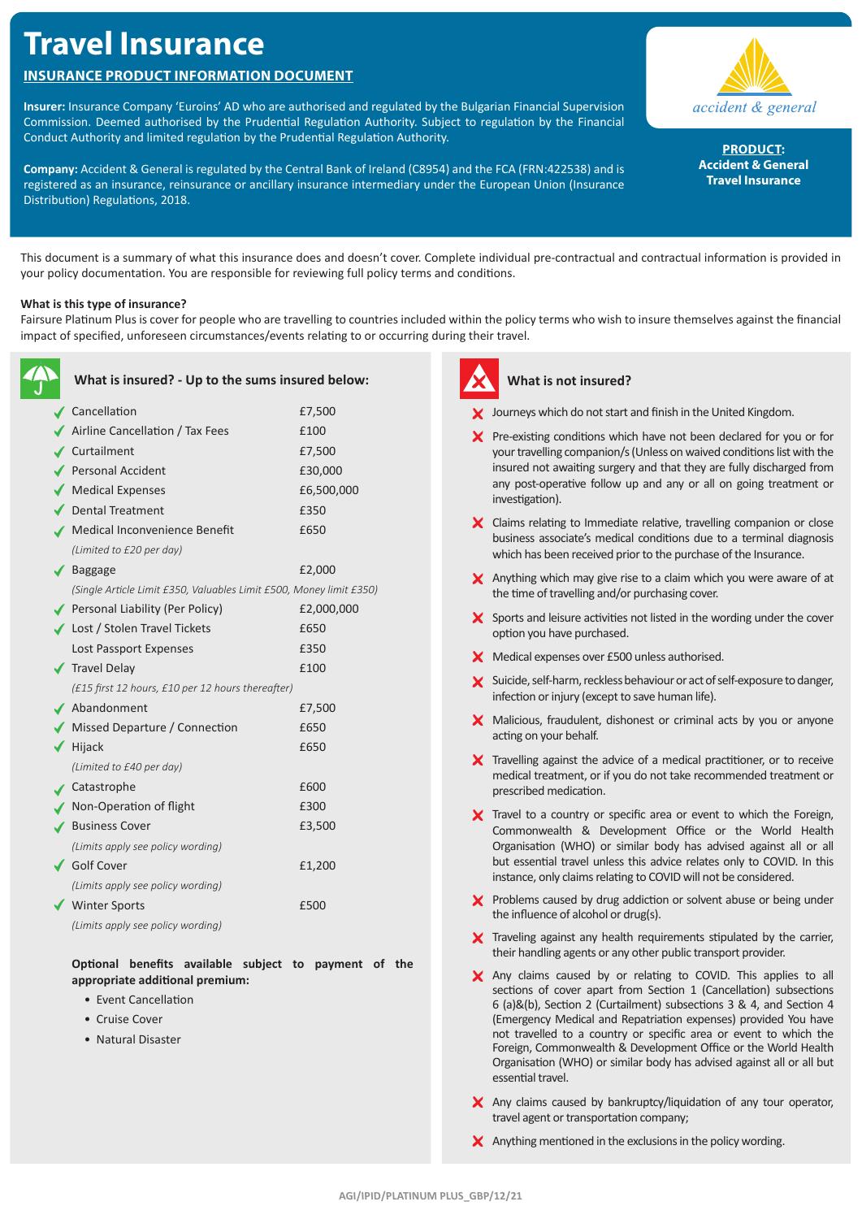# Travel Insurance

## INSURANCE PRODUCT INFORMATION DOCUMENT

**Insurer:** Insurance Company 'Euroins' AD who are authorised and regulated by the Bulgarian Financial Supervision Commission. Deemed authorised by the Prudential Regulation Authority. Subject to regulation by the Financial Conduct Authority and limited regulation by the Prudential Regulation Authority.

**Company:** Accident & General is regulated by the Central Bank of Ireland (C8954) and the FCA (FRN:422538) and is registered as an insurance, reinsurance or ancillary insurance intermediary under the European Union (Insurance Distribution) Regulations, 2018.

accident & general

**PRODUCT:**
**Accident & General Travel Insurance**

This document is a summary of what this insurance does and doesn't cover. Complete individual pre-contractual and contractual information is provided in your policy documentation. You are responsible for reviewing full policy terms and conditions.

**What is this type of insurance?**
Fairsure Platinum Plus is cover for people who are travelling to countries included within the policy terms who wish to insure themselves against the financial impact of specified, unforeseen circumstances/events relating to or occurring during their travel.

### What is insured? - Up to the sums insured below:

| Benefit | Sum insured |
|---|---|
| ✓ Cancellation | £7,500 |
| ✓ Airline Cancellation / Tax Fees | £100 |
| ✓ Curtailment | £7,500 |
| ✓ Personal Accident | £30,000 |
| ✓ Medical Expenses | £6,500,000 |
| ✓ Dental Treatment | £350 |
| ✓ Medical Inconvenience Benefit *(Limited to £20 per day)* | £650 |
| ✓ Baggage *(Single Article Limit £350, Valuables Limit £500, Money limit £350)* | £2,000 |
| ✓ Personal Liability (Per Policy) | £2,000,000 |
| ✓ Lost / Stolen Travel Tickets | £650 |
| Lost Passport Expenses | £350 |
| ✓ Travel Delay *(£15 first 12 hours, £10 per 12 hours thereafter)* | £100 |
| ✓ Abandonment | £7,500 |
| ✓ Missed Departure / Connection | £650 |
| ✓ Hijack *(Limited to £40 per day)* | £650 |
| ✓ Catastrophe | £600 |
| ✓ Non-Operation of flight | £300 |
| ✓ Business Cover *(Limits apply see policy wording)* | £3,500 |
| ✓ Golf Cover *(Limits apply see policy wording)* | £1,200 |
| ✓ Winter Sports *(Limits apply see policy wording)* | £500 |

**Optional benefits available subject to payment of the appropriate additional premium:**

- Event Cancellation
- Cruise Cover
- Natural Disaster

### What is not insured?

- ✗ Journeys which do not start and finish in the United Kingdom.
- ✗ Pre-existing conditions which have not been declared for you or for your travelling companion/s (Unless on waived conditions list with the insured not awaiting surgery and that they are fully discharged from any post-operative follow up and any or all on going treatment or investigation).
- ✗ Claims relating to Immediate relative, travelling companion or close business associate's medical conditions due to a terminal diagnosis which has been received prior to the purchase of the Insurance.
- ✗ Anything which may give rise to a claim which you were aware of at the time of travelling and/or purchasing cover.
- ✗ Sports and leisure activities not listed in the wording under the cover option you have purchased.
- ✗ Medical expenses over £500 unless authorised.
- ✗ Suicide, self-harm, reckless behaviour or act of self-exposure to danger, infection or injury (except to save human life).
- ✗ Malicious, fraudulent, dishonest or criminal acts by you or anyone acting on your behalf.
- ✗ Travelling against the advice of a medical practitioner, or to receive medical treatment, or if you do not take recommended treatment or prescribed medication.
- ✗ Travel to a country or specific area or event to which the Foreign, Commonwealth & Development Office or the World Health Organisation (WHO) or similar body has advised against all or all but essential travel unless this advice relates only to COVID. In this instance, only claims relating to COVID will not be considered.
- ✗ Problems caused by drug addiction or solvent abuse or being under the influence of alcohol or drug(s).
- ✗ Traveling against any health requirements stipulated by the carrier, their handling agents or any other public transport provider.
- ✗ Any claims caused by or relating to COVID. This applies to all sections of cover apart from Section 1 (Cancellation) subsections 6 (a)&(b), Section 2 (Curtailment) subsections 3 & 4, and Section 4 (Emergency Medical and Repatriation expenses) provided You have not travelled to a country or specific area or event to which the Foreign, Commonwealth & Development Office or the World Health Organisation (WHO) or similar body has advised against all or all but essential travel.
- ✗ Any claims caused by bankruptcy/liquidation of any tour operator, travel agent or transportation company;
- ✗ Anything mentioned in the exclusions in the policy wording.

AGI/IPID/PLATINUM PLUS_GBP/12/21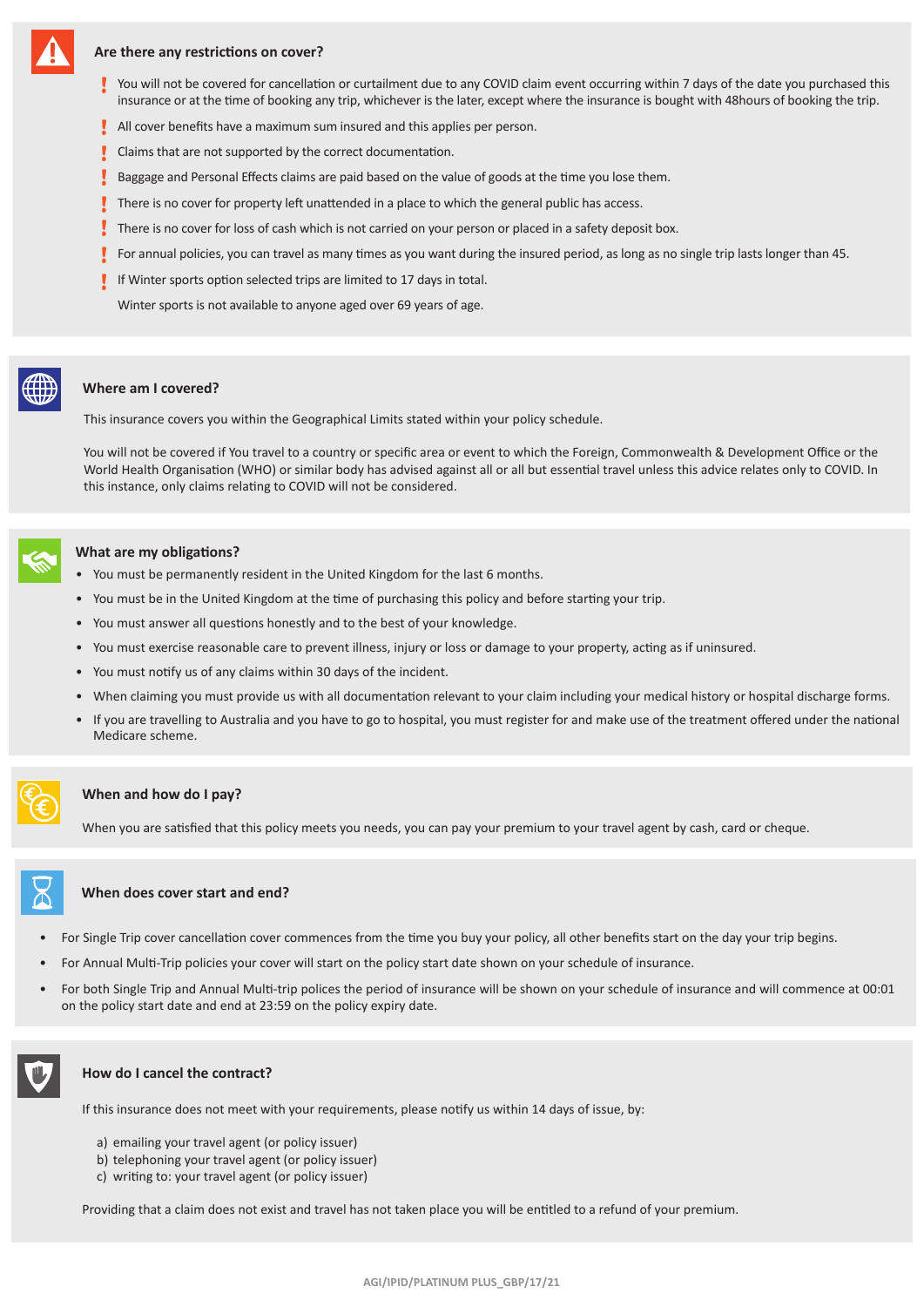## Are there any restrictions on cover?

- You will not be covered for cancellation or curtailment due to any COVID claim event occurring within 7 days of the date you purchased this insurance or at the time of booking any trip, whichever is the later, except where the insurance is bought with 48hours of booking the trip.
- All cover benefits have a maximum sum insured and this applies per person.
- Claims that are not supported by the correct documentation.
- Baggage and Personal Effects claims are paid based on the value of goods at the time you lose them.
- There is no cover for property left unattended in a place to which the general public has access.
- There is no cover for loss of cash which is not carried on your person or placed in a safety deposit box.
- For annual policies, you can travel as many times as you want during the insured period, as long as no single trip lasts longer than 45.
- If Winter sports option selected trips are limited to 17 days in total.

  Winter sports is not available to anyone aged over 69 years of age.

## Where am I covered?

This insurance covers you within the Geographical Limits stated within your policy schedule.

You will not be covered if You travel to a country or specific area or event to which the Foreign, Commonwealth & Development Office or the World Health Organisation (WHO) or similar body has advised against all or all but essential travel unless this advice relates only to COVID. In this instance, only claims relating to COVID will not be considered.

## What are my obligations?

- You must be permanently resident in the United Kingdom for the last 6 months.
- You must be in the United Kingdom at the time of purchasing this policy and before starting your trip.
- You must answer all questions honestly and to the best of your knowledge.
- You must exercise reasonable care to prevent illness, injury or loss or damage to your property, acting as if uninsured.
- You must notify us of any claims within 30 days of the incident.
- When claiming you must provide us with all documentation relevant to your claim including your medical history or hospital discharge forms.
- If you are travelling to Australia and you have to go to hospital, you must register for and make use of the treatment offered under the national Medicare scheme.

## When and how do I pay?

When you are satisfied that this policy meets you needs, you can pay your premium to your travel agent by cash, card or cheque.

## When does cover start and end?

- For Single Trip cover cancellation cover commences from the time you buy your policy, all other benefits start on the day your trip begins.
- For Annual Multi-Trip policies your cover will start on the policy start date shown on your schedule of insurance.
- For both Single Trip and Annual Multi-trip polices the period of insurance will be shown on your schedule of insurance and will commence at 00:01 on the policy start date and end at 23:59 on the policy expiry date.

## How do I cancel the contract?

If this insurance does not meet with your requirements, please notify us within 14 days of issue, by:

a) emailing your travel agent (or policy issuer)
b) telephoning your travel agent (or policy issuer)
c) writing to: your travel agent (or policy issuer)

Providing that a claim does not exist and travel has not taken place you will be entitled to a refund of your premium.

AGI/IPID/PLATINUM PLUS_GBP/17/21